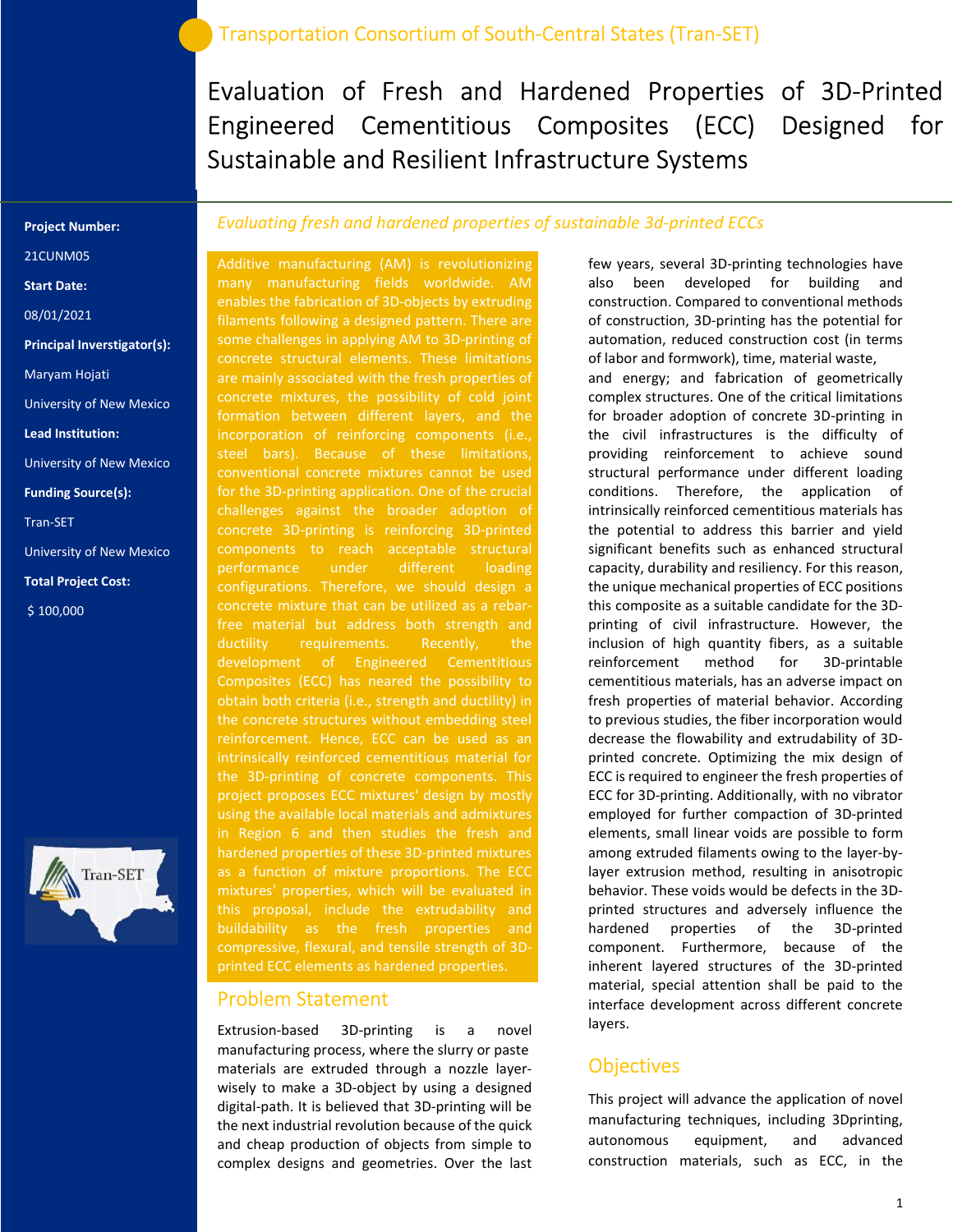Transportation Consortium of South-Central States (Tran-SET)

# Evaluation of Fresh and Hardened Properties of 3D-Printed Engineered Cementitious Composites (ECC) Designed for Sustainable and Resilient Infrastructure Systems

**Project Number:**

21CUNM05

**Start Date:**

08/01/2021

**Principal Inverstigator(s):**

Maryam Hojati

University of New Mexico

**Lead Institution:**

University of New Mexico

**Funding Source(s):**

Tran-SET

University of New Mexico

**Total Project Cost:**

$ 100,000

*Evaluating fresh and hardened properties of sustainable 3d-printed ECCs*

Additive manufacturing (AM) is revolutionizing many manufacturing fields worldwide. AM enables the fabrication of 3D-objects by extruding filaments following a designed pattern. There are some challenges in applying AM to 3D-printing of concrete structural elements. These limitations are mainly associated with the fresh properties of concrete mixtures, the possibility of cold joint formation between different layers, and the incorporation of reinforcing components (i.e., steel bars). Because of these limitations, conventional concrete mixtures cannot be used for the 3D-printing application. One of the crucial challenges against the broader adoption of concrete 3D-printing is reinforcing 3D-printed components to reach acceptable structural performance under different loading configurations. Therefore, we should design a concrete mixture that can be utilized as a rebar-free material but address both strength and ductility requirements. Recently, the development of Engineered Cementitious Composites (ECC) has neared the possibility to obtain both criteria (i.e., strength and ductility) in the concrete structures without embedding steel reinforcement. Hence, ECC can be used as an intrinsically reinforced cementitious material for the 3D-printing of concrete components. This project proposes ECC mixtures' design by mostly using the available local materials and admixtures in Region 6 and then studies the fresh and hardened properties of these 3D-printed mixtures as a function of mixture proportions. The ECC mixtures' properties, which will be evaluated in this proposal, include the extrudability and buildability as the fresh properties and compressive, flexural, and tensile strength of 3D-printed ECC elements as hardened properties.

## Problem Statement

Extrusion-based 3D-printing is a novel manufacturing process, where the slurry or paste materials are extruded through a nozzle layer-wisely to make a 3D-object by using a designed digital-path. It is believed that 3D-printing will be the next industrial revolution because of the quick and cheap production of objects from simple to complex designs and geometries. Over the last few years, several 3D-printing technologies have also been developed for building and construction. Compared to conventional methods of construction, 3D-printing has the potential for automation, reduced construction cost (in terms of labor and formwork), time, material waste, and energy; and fabrication of geometrically complex structures. One of the critical limitations for broader adoption of concrete 3D-printing in the civil infrastructures is the difficulty of providing reinforcement to achieve sound structural performance under different loading conditions. Therefore, the application of intrinsically reinforced cementitious materials has the potential to address this barrier and yield significant benefits such as enhanced structural capacity, durability and resiliency. For this reason, the unique mechanical properties of ECC positions this composite as a suitable candidate for the 3D-printing of civil infrastructure. However, the inclusion of high quantity fibers, as a suitable reinforcement method for 3D-printable cementitious materials, has an adverse impact on fresh properties of material behavior. According to previous studies, the fiber incorporation would decrease the flowability and extrudability of 3D-printed concrete. Optimizing the mix design of ECC is required to engineer the fresh properties of ECC for 3D-printing. Additionally, with no vibrator employed for further compaction of 3D-printed elements, small linear voids are possible to form among extruded filaments owing to the layer-by-layer extrusion method, resulting in anisotropic behavior. These voids would be defects in the 3D-printed structures and adversely influence the hardened properties of the 3D-printed component. Furthermore, because of the inherent layered structures of the 3D-printed material, special attention shall be paid to the interface development across different concrete layers.

## Objectives

This project will advance the application of novel manufacturing techniques, including 3Dprinting, autonomous equipment, and advanced construction materials, such as ECC, in the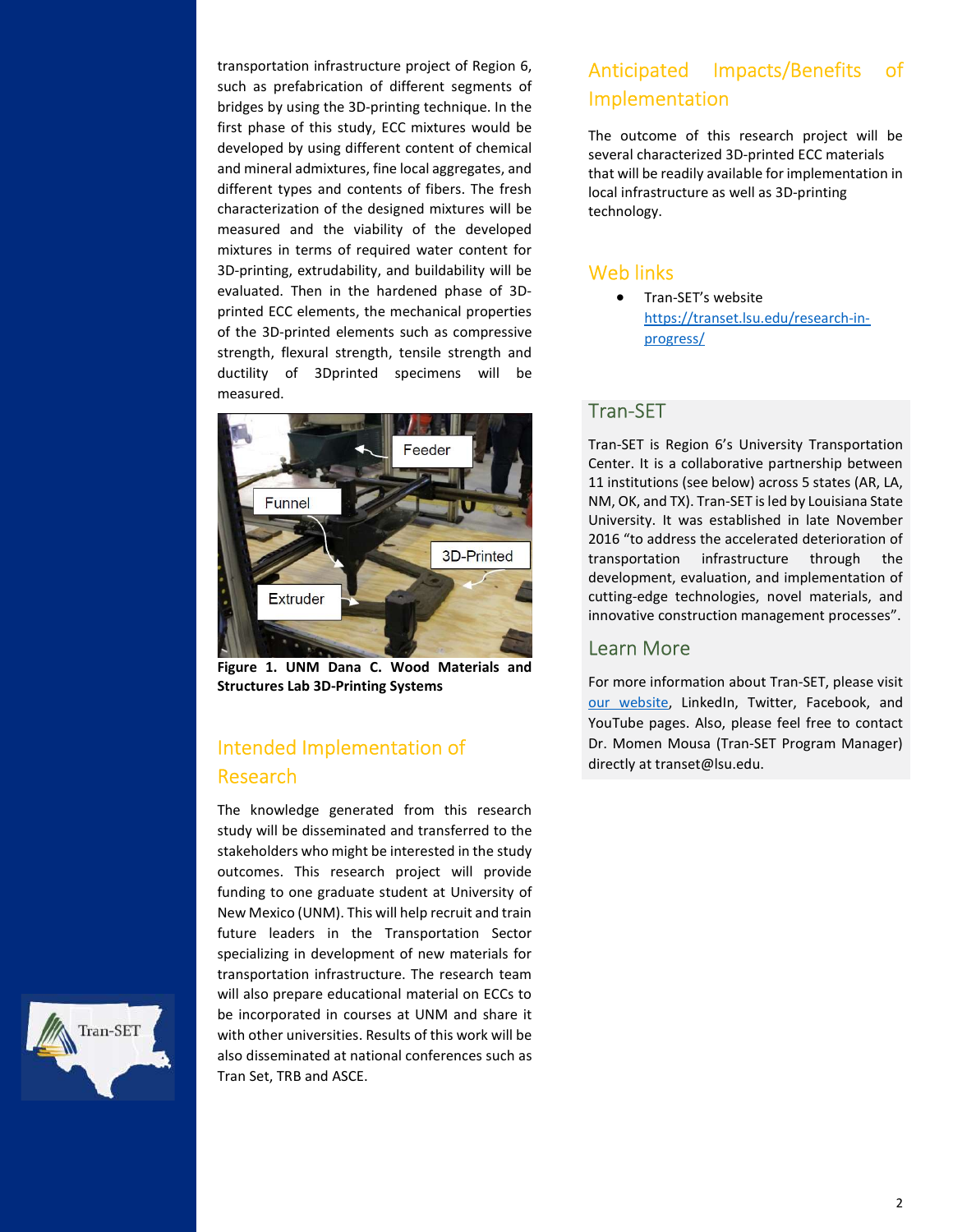transportation infrastructure project of Region 6, such as prefabrication of different segments of bridges by using the 3D-printing technique. In the first phase of this study, ECC mixtures would be developed by using different content of chemical and mineral admixtures, fine local aggregates, and different types and contents of fibers. The fresh characterization of the designed mixtures will be measured and the viability of the developed mixtures in terms of required water content for 3D-printing, extrudability, and buildability will be evaluated. Then in the hardened phase of 3D-printed ECC elements, the mechanical properties of the 3D-printed elements such as compressive strength, flexural strength, tensile strength and ductility of 3Dprinted specimens will be measured.

Feeder

Funnel

3D-Printed

Extruder

**Figure 1. UNM Dana C. Wood Materials and Structures Lab 3D-Printing Systems**

## Intended Implementation of Research

The knowledge generated from this research study will be disseminated and transferred to the stakeholders who might be interested in the study outcomes. This research project will provide funding to one graduate student at University of New Mexico (UNM). This will help recruit and train future leaders in the Transportation Sector specializing in development of new materials for transportation infrastructure. The research team will also prepare educational material on ECCs to be incorporated in courses at UNM and share it with other universities. Results of this work will be also disseminated at national conferences such as Tran Set, TRB and ASCE.

## Anticipated Impacts/Benefits of Implementation

The outcome of this research project will be several characterized 3D-printed ECC materials that will be readily available for implementation in local infrastructure as well as 3D-printing technology.

## Web links

- Tran-SET's website https://transet.lsu.edu/research-in-progress/

## Tran-SET

Tran-SET is Region 6's University Transportation Center. It is a collaborative partnership between 11 institutions (see below) across 5 states (AR, LA, NM, OK, and TX). Tran-SET is led by Louisiana State University. It was established in late November 2016 "to address the accelerated deterioration of transportation infrastructure through the development, evaluation, and implementation of cutting-edge technologies, novel materials, and innovative construction management processes".

## Learn More

For more information about Tran-SET, please visit our website, LinkedIn, Twitter, Facebook, and YouTube pages. Also, please feel free to contact Dr. Momen Mousa (Tran-SET Program Manager) directly at transet@lsu.edu.